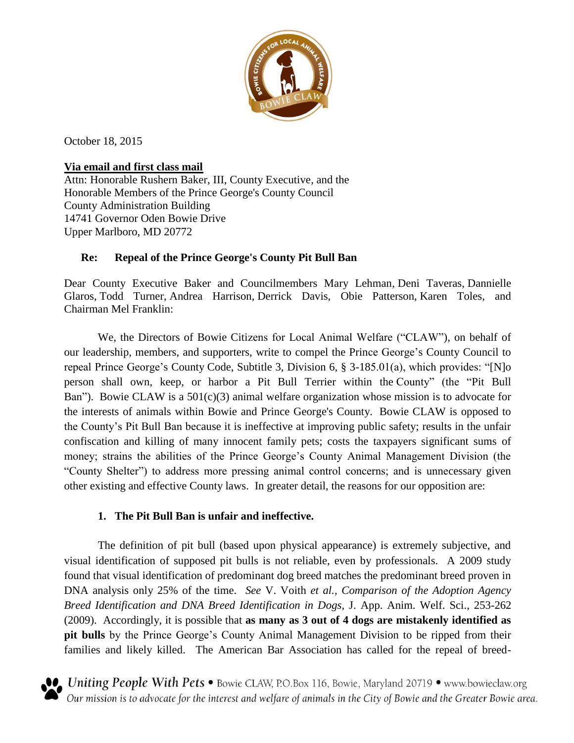October 18, 2015

**Via email and first class mail**
Attn: Honorable Rushern Baker, III, County Executive, and the
Honorable Members of the Prince George's County Council
County Administration Building
14741 Governor Oden Bowie Drive
Upper Marlboro, MD 20772

**Re: Repeal of the Prince George's County Pit Bull Ban**

Dear County Executive Baker and Councilmembers Mary Lehman, Deni Taveras, Dannielle Glaros, Todd Turner, Andrea Harrison, Derrick Davis, Obie Patterson, Karen Toles, and Chairman Mel Franklin:

We, the Directors of Bowie Citizens for Local Animal Welfare ("CLAW"), on behalf of our leadership, members, and supporters, write to compel the Prince George's County Council to repeal Prince George's County Code, Subtitle 3, Division 6, § 3-185.01(a), which provides: "[N]o person shall own, keep, or harbor a Pit Bull Terrier within the County" (the "Pit Bull Ban"). Bowie CLAW is a 501(c)(3) animal welfare organization whose mission is to advocate for the interests of animals within Bowie and Prince George's County. Bowie CLAW is opposed to the County's Pit Bull Ban because it is ineffective at improving public safety; results in the unfair confiscation and killing of many innocent family pets; costs the taxpayers significant sums of money; strains the abilities of the Prince George's County Animal Management Division (the "County Shelter") to address more pressing animal control concerns; and is unnecessary given other existing and effective County laws. In greater detail, the reasons for our opposition are:

**1. The Pit Bull Ban is unfair and ineffective.**

The definition of pit bull (based upon physical appearance) is extremely subjective, and visual identification of supposed pit bulls is not reliable, even by professionals. A 2009 study found that visual identification of predominant dog breed matches the predominant breed proven in DNA analysis only 25% of the time. *See* V. Voith *et al., Comparison of the Adoption Agency Breed Identification and DNA Breed Identification in Dogs*, J. App. Anim. Welf. Sci., 253-262 (2009). Accordingly, it is possible that **as many as 3 out of 4 dogs are mistakenly identified as pit bulls** by the Prince George's County Animal Management Division to be ripped from their families and likely killed. The American Bar Association has called for the repeal of breed-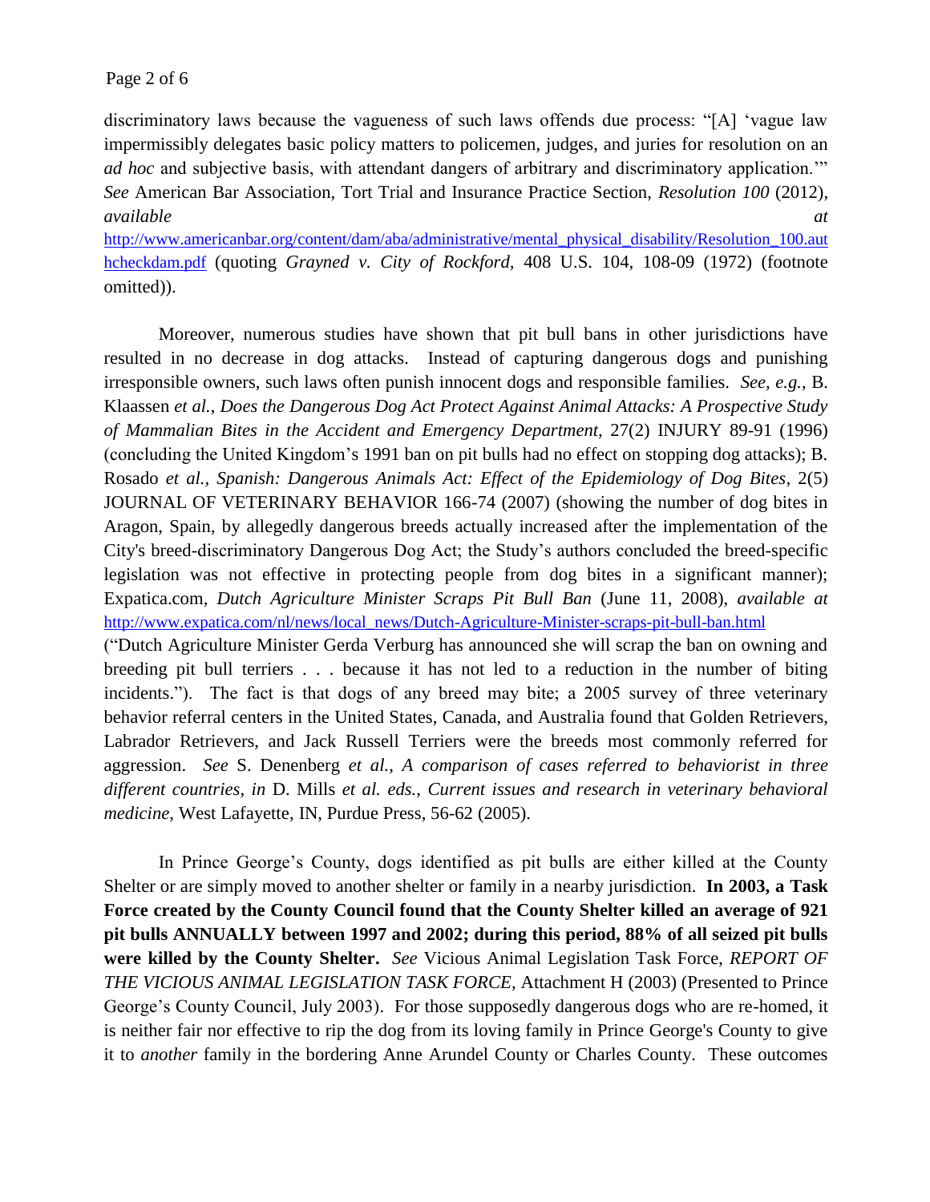discriminatory laws because the vagueness of such laws offends due process: "[A] 'vague law impermissibly delegates basic policy matters to policemen, judges, and juries for resolution on an *ad hoc* and subjective basis, with attendant dangers of arbitrary and discriminatory application.'" *See* American Bar Association, Tort Trial and Insurance Practice Section, *Resolution 100* (2012), *available at* http://www.americanbar.org/content/dam/aba/administrative/mental_physical_disability/Resolution_100.authcheckdam.pdf (quoting *Grayned v. City of Rockford*, 408 U.S. 104, 108-09 (1972) (footnote omitted)).

Moreover, numerous studies have shown that pit bull bans in other jurisdictions have resulted in no decrease in dog attacks. Instead of capturing dangerous dogs and punishing irresponsible owners, such laws often punish innocent dogs and responsible families. *See, e.g.,* B. Klaassen *et al.*, *Does the Dangerous Dog Act Protect Against Animal Attacks: A Prospective Study of Mammalian Bites in the Accident and Emergency Department,* 27(2) INJURY 89-91 (1996) (concluding the United Kingdom's 1991 ban on pit bulls had no effect on stopping dog attacks); B. Rosado *et al.*, *Spanish: Dangerous Animals Act: Effect of the Epidemiology of Dog Bites*, 2(5) JOURNAL OF VETERINARY BEHAVIOR 166-74 (2007) (showing the number of dog bites in Aragon, Spain, by allegedly dangerous breeds actually increased after the implementation of the City's breed-discriminatory Dangerous Dog Act; the Study's authors concluded the breed-specific legislation was not effective in protecting people from dog bites in a significant manner); Expatica.com, *Dutch Agriculture Minister Scraps Pit Bull Ban* (June 11, 2008), *available at* http://www.expatica.com/nl/news/local_news/Dutch-Agriculture-Minister-scraps-pit-bull-ban.html ("Dutch Agriculture Minister Gerda Verburg has announced she will scrap the ban on owning and breeding pit bull terriers . . . because it has not led to a reduction in the number of biting incidents."). The fact is that dogs of any breed may bite; a 2005 survey of three veterinary behavior referral centers in the United States, Canada, and Australia found that Golden Retrievers, Labrador Retrievers, and Jack Russell Terriers were the breeds most commonly referred for aggression. *See* S. Denenberg *et al.*, *A comparison of cases referred to behaviorist in three different countries, in* D. Mills *et al. eds.*, *Current issues and research in veterinary behavioral medicine*, West Lafayette, IN, Purdue Press, 56-62 (2005).

In Prince George's County, dogs identified as pit bulls are either killed at the County Shelter or are simply moved to another shelter or family in a nearby jurisdiction. **In 2003, a Task Force created by the County Council found that the County Shelter killed an average of 921 pit bulls ANNUALLY between 1997 and 2002; during this period, 88% of all seized pit bulls were killed by the County Shelter.** *See* Vicious Animal Legislation Task Force, *REPORT OF THE VICIOUS ANIMAL LEGISLATION TASK FORCE*, Attachment H (2003) (Presented to Prince George's County Council, July 2003). For those supposedly dangerous dogs who are re-homed, it is neither fair nor effective to rip the dog from its loving family in Prince George's County to give it to *another* family in the bordering Anne Arundel County or Charles County. These outcomes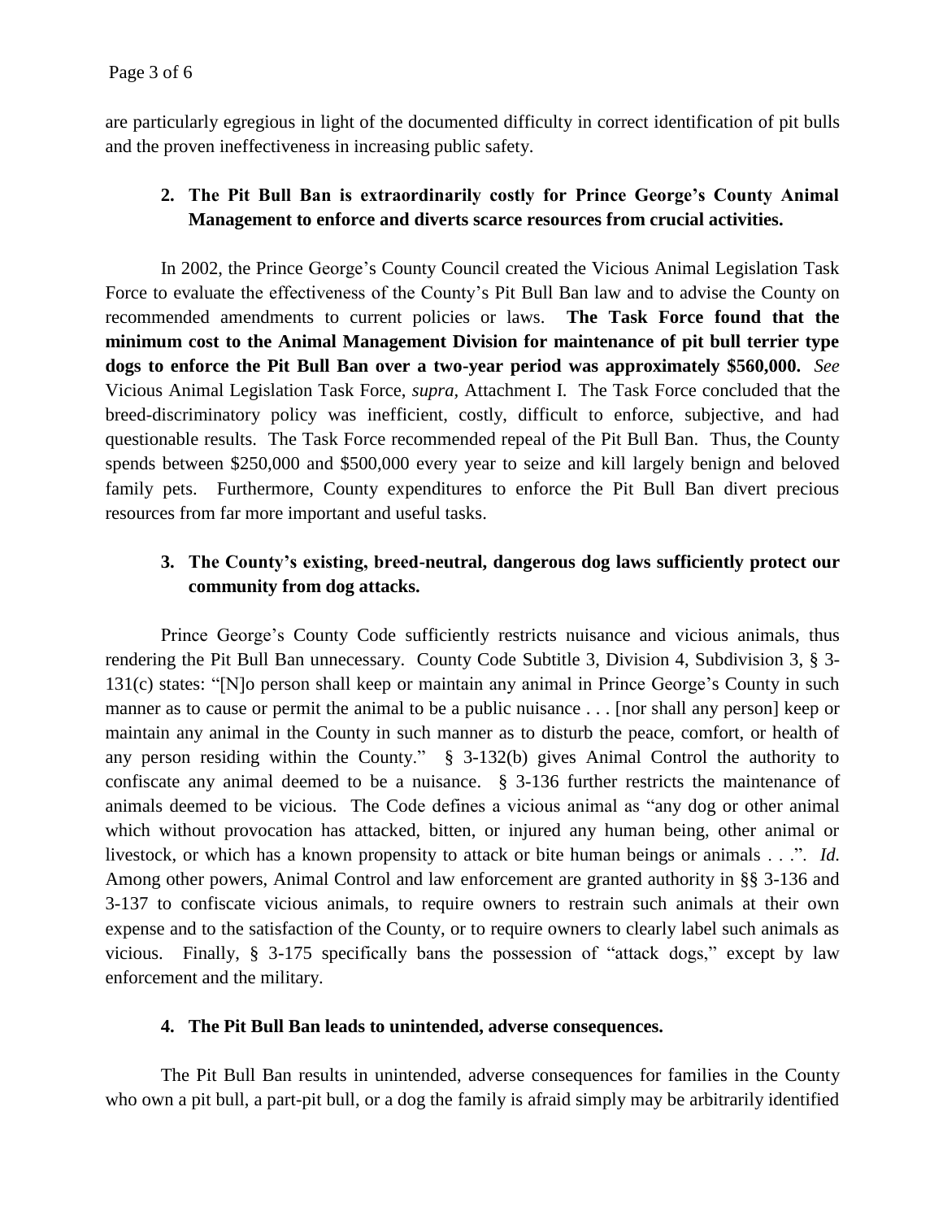are particularly egregious in light of the documented difficulty in correct identification of pit bulls and the proven ineffectiveness in increasing public safety.

**2. The Pit Bull Ban is extraordinarily costly for Prince George's County Animal Management to enforce and diverts scarce resources from crucial activities.**

In 2002, the Prince George's County Council created the Vicious Animal Legislation Task Force to evaluate the effectiveness of the County's Pit Bull Ban law and to advise the County on recommended amendments to current policies or laws. **The Task Force found that the minimum cost to the Animal Management Division for maintenance of pit bull terrier type dogs to enforce the Pit Bull Ban over a two-year period was approximately $560,000.** *See* Vicious Animal Legislation Task Force, *supra,* Attachment I. The Task Force concluded that the breed-discriminatory policy was inefficient, costly, difficult to enforce, subjective, and had questionable results. The Task Force recommended repeal of the Pit Bull Ban. Thus, the County spends between $250,000 and $500,000 every year to seize and kill largely benign and beloved family pets. Furthermore, County expenditures to enforce the Pit Bull Ban divert precious resources from far more important and useful tasks.

**3. The County's existing, breed-neutral, dangerous dog laws sufficiently protect our community from dog attacks.**

Prince George's County Code sufficiently restricts nuisance and vicious animals, thus rendering the Pit Bull Ban unnecessary. County Code Subtitle 3, Division 4, Subdivision 3, § 3-131(c) states: "[N]o person shall keep or maintain any animal in Prince George's County in such manner as to cause or permit the animal to be a public nuisance . . . [nor shall any person] keep or maintain any animal in the County in such manner as to disturb the peace, comfort, or health of any person residing within the County." § 3-132(b) gives Animal Control the authority to confiscate any animal deemed to be a nuisance. § 3-136 further restricts the maintenance of animals deemed to be vicious. The Code defines a vicious animal as "any dog or other animal which without provocation has attacked, bitten, or injured any human being, other animal or livestock, or which has a known propensity to attack or bite human beings or animals . . .". *Id.* Among other powers, Animal Control and law enforcement are granted authority in §§ 3-136 and 3-137 to confiscate vicious animals, to require owners to restrain such animals at their own expense and to the satisfaction of the County, or to require owners to clearly label such animals as vicious. Finally, § 3-175 specifically bans the possession of "attack dogs," except by law enforcement and the military.

**4. The Pit Bull Ban leads to unintended, adverse consequences.**

The Pit Bull Ban results in unintended, adverse consequences for families in the County who own a pit bull, a part-pit bull, or a dog the family is afraid simply may be arbitrarily identified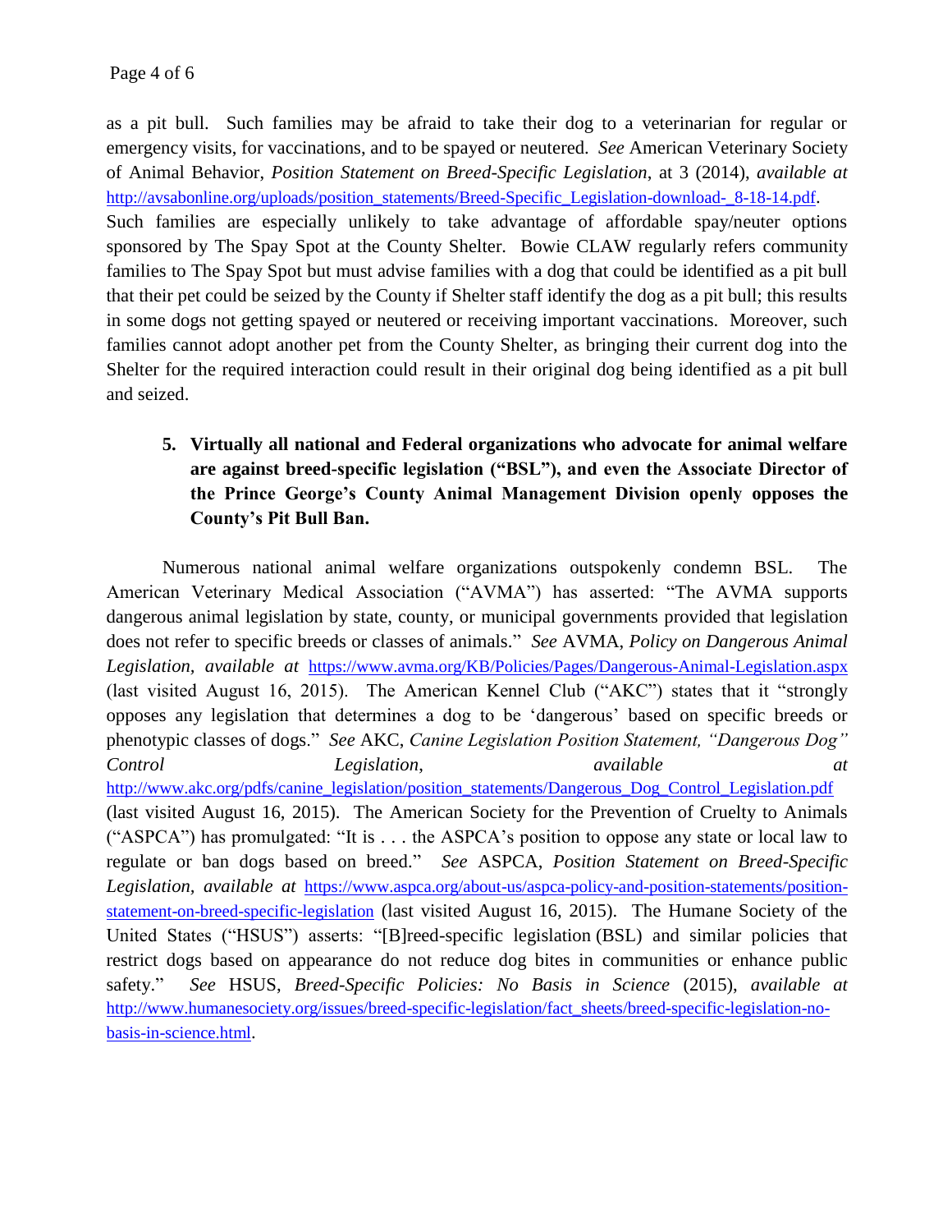as a pit bull. Such families may be afraid to take their dog to a veterinarian for regular or emergency visits, for vaccinations, and to be spayed or neutered. *See* American Veterinary Society of Animal Behavior, *Position Statement on Breed-Specific Legislation*, at 3 (2014), *available at* http://avsabonline.org/uploads/position_statements/Breed-Specific_Legislation-download-_8-18-14.pdf. Such families are especially unlikely to take advantage of affordable spay/neuter options sponsored by The Spay Spot at the County Shelter. Bowie CLAW regularly refers community families to The Spay Spot but must advise families with a dog that could be identified as a pit bull that their pet could be seized by the County if Shelter staff identify the dog as a pit bull; this results in some dogs not getting spayed or neutered or receiving important vaccinations. Moreover, such families cannot adopt another pet from the County Shelter, as bringing their current dog into the Shelter for the required interaction could result in their original dog being identified as a pit bull and seized.

**5. Virtually all national and Federal organizations who advocate for animal welfare are against breed-specific legislation ("BSL"), and even the Associate Director of the Prince George's County Animal Management Division openly opposes the County's Pit Bull Ban.**

Numerous national animal welfare organizations outspokenly condemn BSL. The American Veterinary Medical Association ("AVMA") has asserted: "The AVMA supports dangerous animal legislation by state, county, or municipal governments provided that legislation does not refer to specific breeds or classes of animals." *See* AVMA, *Policy on Dangerous Animal Legislation*, *available at* https://www.avma.org/KB/Policies/Pages/Dangerous-Animal-Legislation.aspx (last visited August 16, 2015). The American Kennel Club ("AKC") states that it "strongly opposes any legislation that determines a dog to be 'dangerous' based on specific breeds or phenotypic classes of dogs." *See* AKC, *Canine Legislation Position Statement, "Dangerous Dog" Control Legislation*, *available at* http://www.akc.org/pdfs/canine_legislation/position_statements/Dangerous_Dog_Control_Legislation.pdf (last visited August 16, 2015). The American Society for the Prevention of Cruelty to Animals ("ASPCA") has promulgated: "It is . . . the ASPCA's position to oppose any state or local law to regulate or ban dogs based on breed." *See* ASPCA, *Position Statement on Breed-Specific Legislation*, *available at* https://www.aspca.org/about-us/aspca-policy-and-position-statements/position-statement-on-breed-specific-legislation (last visited August 16, 2015). The Humane Society of the United States ("HSUS") asserts: "[B]reed-specific legislation (BSL) and similar policies that restrict dogs based on appearance do not reduce dog bites in communities or enhance public safety." *See* HSUS, *Breed-Specific Policies: No Basis in Science* (2015), *available at* http://www.humanesociety.org/issues/breed-specific-legislation/fact_sheets/breed-specific-legislation-no-basis-in-science.html.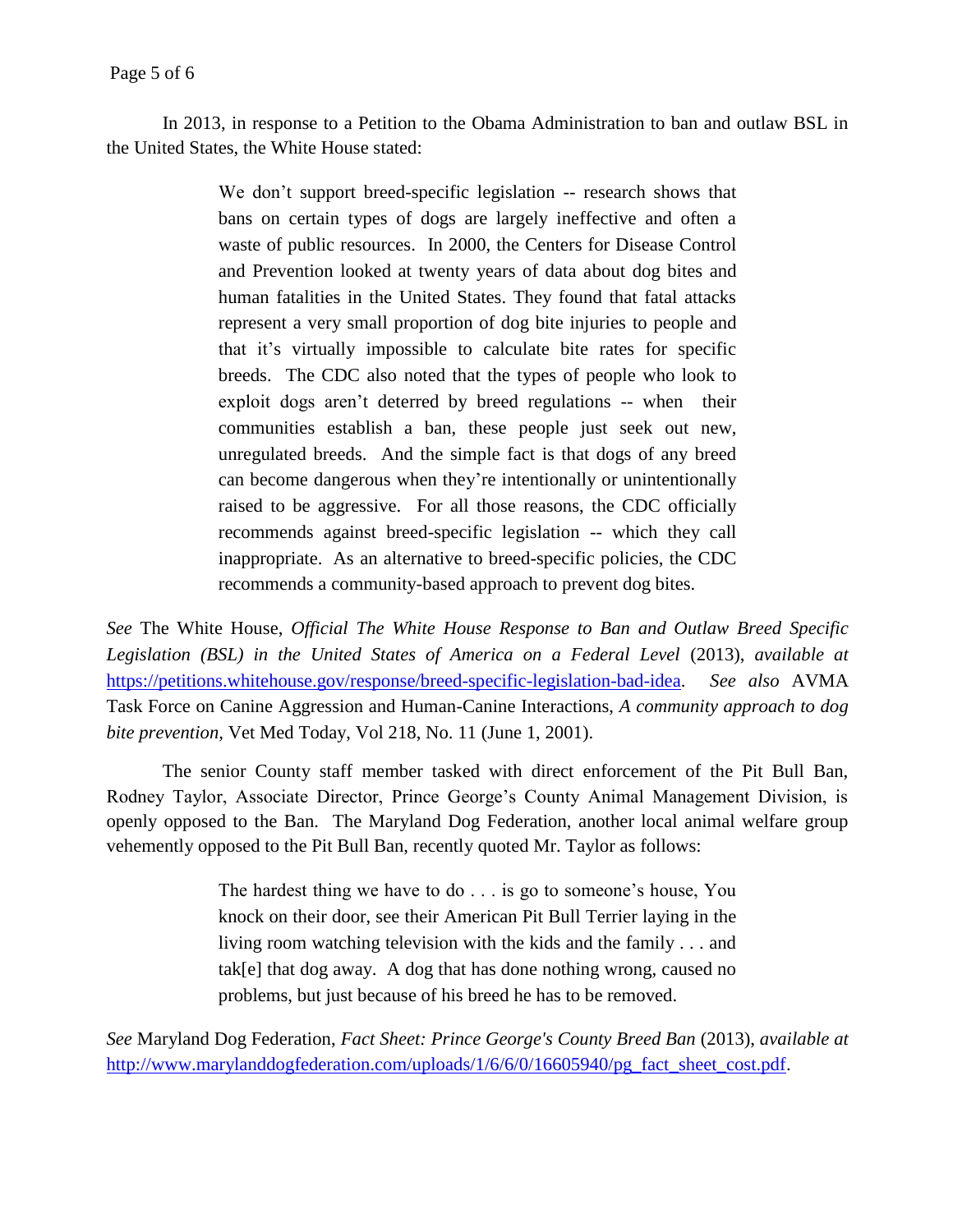In 2013, in response to a Petition to the Obama Administration to ban and outlaw BSL in the United States, the White House stated:

> We don't support breed-specific legislation -- research shows that bans on certain types of dogs are largely ineffective and often a waste of public resources. In 2000, the Centers for Disease Control and Prevention looked at twenty years of data about dog bites and human fatalities in the United States. They found that fatal attacks represent a very small proportion of dog bite injuries to people and that it's virtually impossible to calculate bite rates for specific breeds. The CDC also noted that the types of people who look to exploit dogs aren't deterred by breed regulations -- when their communities establish a ban, these people just seek out new, unregulated breeds. And the simple fact is that dogs of any breed can become dangerous when they're intentionally or unintentionally raised to be aggressive. For all those reasons, the CDC officially recommends against breed-specific legislation -- which they call inappropriate. As an alternative to breed-specific policies, the CDC recommends a community-based approach to prevent dog bites.

*See* The White House, *Official The White House Response to Ban and Outlaw Breed Specific Legislation (BSL) in the United States of America on a Federal Level* (2013), *available at* https://petitions.whitehouse.gov/response/breed-specific-legislation-bad-idea. *See also* AVMA Task Force on Canine Aggression and Human-Canine Interactions, *A community approach to dog bite prevention,* Vet Med Today, Vol 218, No. 11 (June 1, 2001).

The senior County staff member tasked with direct enforcement of the Pit Bull Ban, Rodney Taylor, Associate Director, Prince George's County Animal Management Division, is openly opposed to the Ban. The Maryland Dog Federation, another local animal welfare group vehemently opposed to the Pit Bull Ban, recently quoted Mr. Taylor as follows:

> The hardest thing we have to do . . . is go to someone's house, You knock on their door, see their American Pit Bull Terrier laying in the living room watching television with the kids and the family . . . and tak[e] that dog away. A dog that has done nothing wrong, caused no problems, but just because of his breed he has to be removed.

*See* Maryland Dog Federation, *Fact Sheet: Prince George's County Breed Ban* (2013), *available at* http://www.marylanddogfederation.com/uploads/1/6/6/0/16605940/pg_fact_sheet_cost.pdf.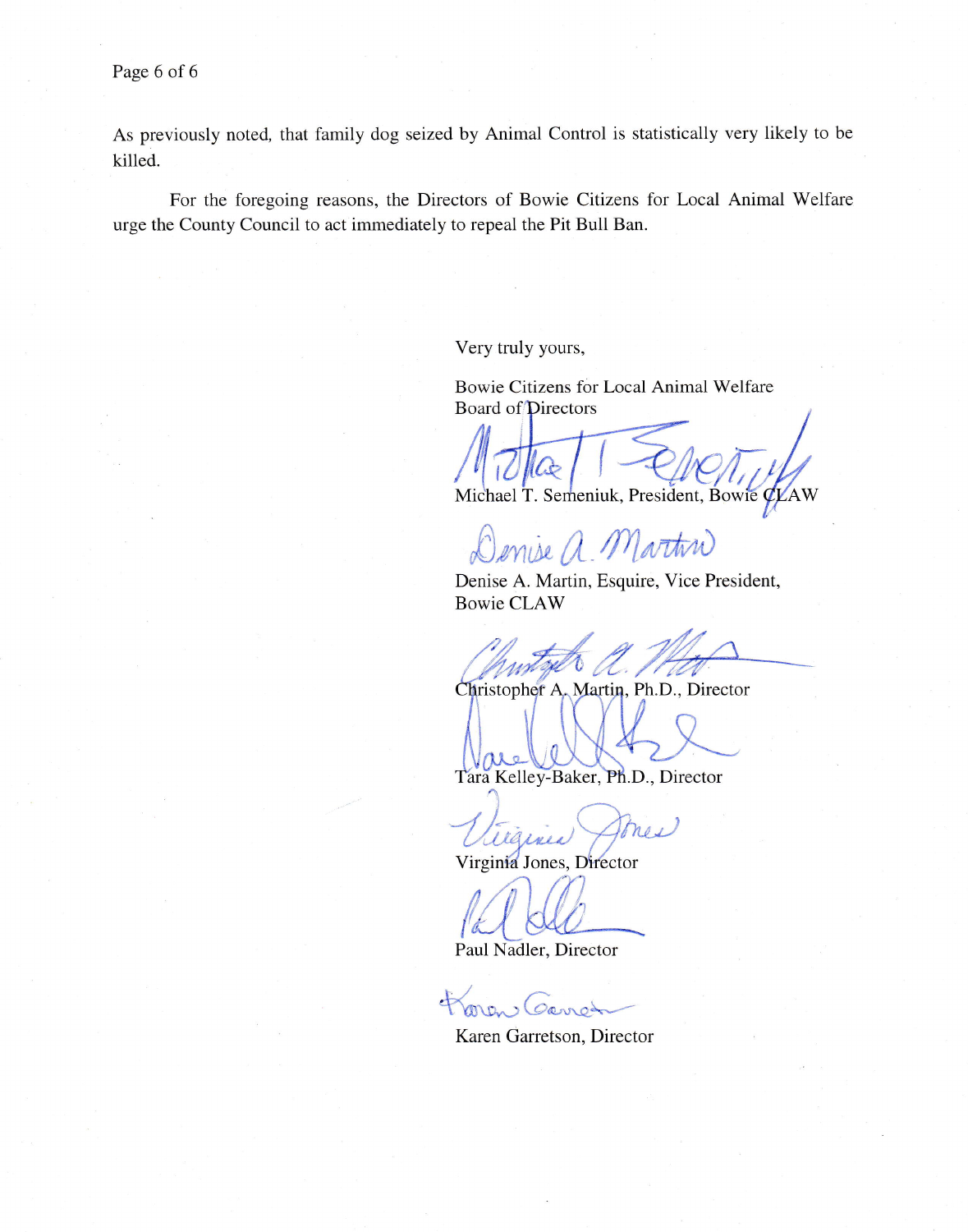As previously noted, that family dog seized by Animal Control is statistically very likely to be killed.

For the foregoing reasons, the Directors of Bowie Citizens for Local Animal Welfare urge the County Council to act immediately to repeal the Pit Bull Ban.

Very truly yours,

Bowie Citizens for Local Animal Welfare
Board of Directors

Michael T. Semeniuk, President, Bowie CLAW

Denise A. Martin, Esquire, Vice President,
Bowie CLAW

Christopher A. Martin, Ph.D., Director

Tara Kelley-Baker, Ph.D., Director

Virginia Jones, Director

Paul Nadler, Director

Karen Garretson, Director